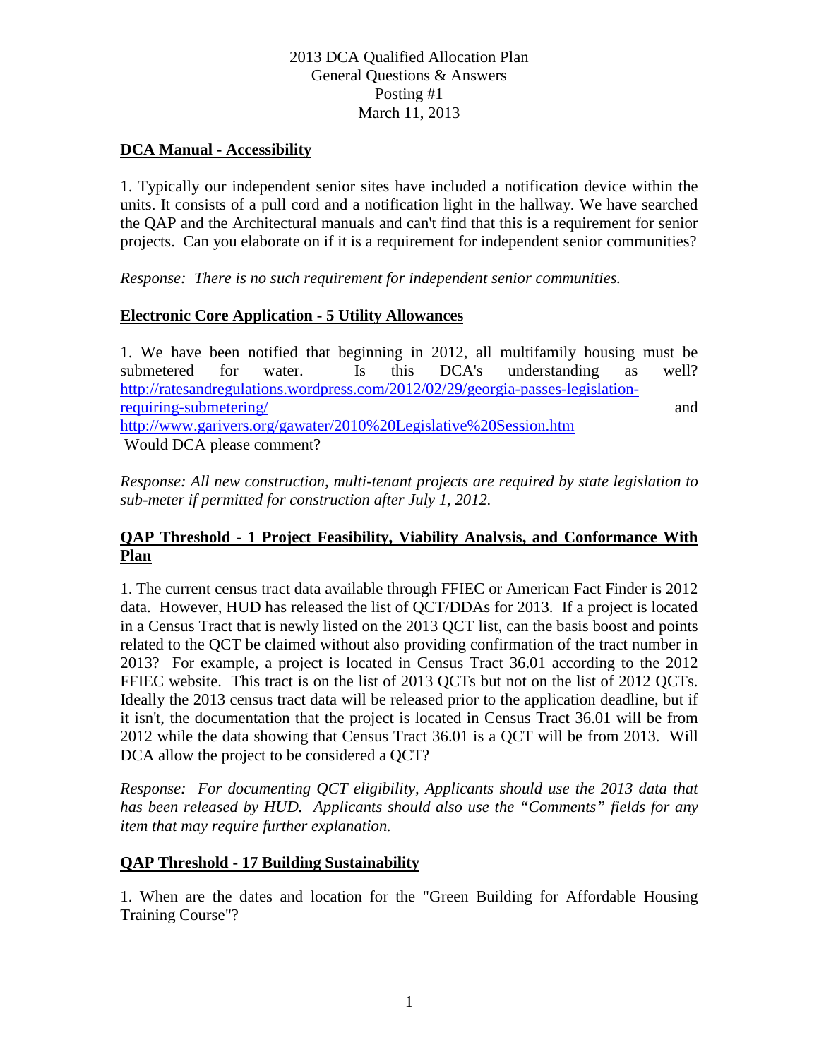# 2013 DCA Qualified Allocation Plan
## General Questions & Answers
## Posting #1
## March 11, 2013

**DCA Manual - Accessibility**

1. Typically our independent senior sites have included a notification device within the units. It consists of a pull cord and a notification light in the hallway. We have searched the QAP and the Architectural manuals and can't find that this is a requirement for senior projects. Can you elaborate on if it is a requirement for independent senior communities?

*Response: There is no such requirement for independent senior communities.*

**Electronic Core Application - 5 Utility Allowances**

1. We have been notified that beginning in 2012, all multifamily housing must be submetered for water. Is this DCA's understanding as well? http://ratesandregulations.wordpress.com/2012/02/29/georgia-passes-legislation-requiring-submetering/ and http://www.garivers.org/gawater/2010%20Legislative%20Session.htm
Would DCA please comment?

*Response: All new construction, multi-tenant projects are required by state legislation to sub-meter if permitted for construction after July 1, 2012.*

**QAP Threshold - 1 Project Feasibility, Viability Analysis, and Conformance With Plan**

1. The current census tract data available through FFIEC or American Fact Finder is 2012 data. However, HUD has released the list of QCT/DDAs for 2013. If a project is located in a Census Tract that is newly listed on the 2013 QCT list, can the basis boost and points related to the QCT be claimed without also providing confirmation of the tract number in 2013? For example, a project is located in Census Tract 36.01 according to the 2012 FFIEC website. This tract is on the list of 2013 QCTs but not on the list of 2012 QCTs. Ideally the 2013 census tract data will be released prior to the application deadline, but if it isn't, the documentation that the project is located in Census Tract 36.01 will be from 2012 while the data showing that Census Tract 36.01 is a QCT will be from 2013. Will DCA allow the project to be considered a QCT?

*Response: For documenting QCT eligibility, Applicants should use the 2013 data that has been released by HUD. Applicants should also use the "Comments" fields for any item that may require further explanation.*

**QAP Threshold - 17 Building Sustainability**

1. When are the dates and location for the "Green Building for Affordable Housing Training Course"?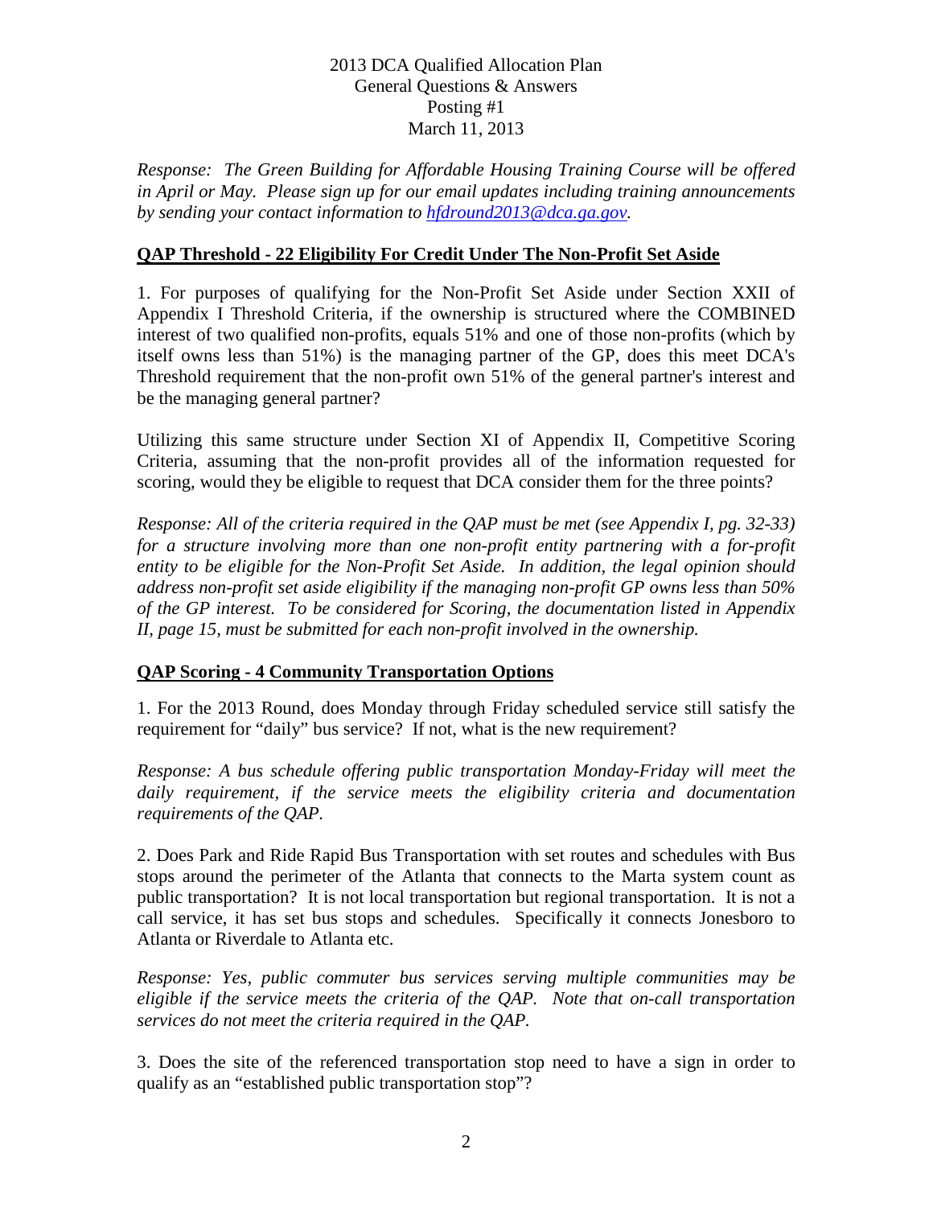*Response: The Green Building for Affordable Housing Training Course will be offered in April or May. Please sign up for our email updates including training announcements by sending your contact information to [hfdround2013@dca.ga.gov](mailto:hfdround2013@dca.ga.gov).*

## QAP Threshold - 22 Eligibility For Credit Under The Non-Profit Set Aside

1. For purposes of qualifying for the Non-Profit Set Aside under Section XXII of Appendix I Threshold Criteria, if the ownership is structured where the COMBINED interest of two qualified non-profits, equals 51% and one of those non-profits (which by itself owns less than 51%) is the managing partner of the GP, does this meet DCA's Threshold requirement that the non-profit own 51% of the general partner's interest and be the managing general partner?

Utilizing this same structure under Section XI of Appendix II, Competitive Scoring Criteria, assuming that the non-profit provides all of the information requested for scoring, would they be eligible to request that DCA consider them for the three points?

*Response: All of the criteria required in the QAP must be met (see Appendix I, pg. 32-33) for a structure involving more than one non-profit entity partnering with a for-profit entity to be eligible for the Non-Profit Set Aside. In addition, the legal opinion should address non-profit set aside eligibility if the managing non-profit GP owns less than 50% of the GP interest. To be considered for Scoring, the documentation listed in Appendix II, page 15, must be submitted for each non-profit involved in the ownership.*

## QAP Scoring - 4 Community Transportation Options

1. For the 2013 Round, does Monday through Friday scheduled service still satisfy the requirement for "daily" bus service? If not, what is the new requirement?

*Response: A bus schedule offering public transportation Monday-Friday will meet the daily requirement, if the service meets the eligibility criteria and documentation requirements of the QAP.*

2. Does Park and Ride Rapid Bus Transportation with set routes and schedules with Bus stops around the perimeter of the Atlanta that connects to the Marta system count as public transportation? It is not local transportation but regional transportation. It is not a call service, it has set bus stops and schedules. Specifically it connects Jonesboro to Atlanta or Riverdale to Atlanta etc.

*Response: Yes, public commuter bus services serving multiple communities may be eligible if the service meets the criteria of the QAP. Note that on-call transportation services do not meet the criteria required in the QAP.*

3. Does the site of the referenced transportation stop need to have a sign in order to qualify as an "established public transportation stop"?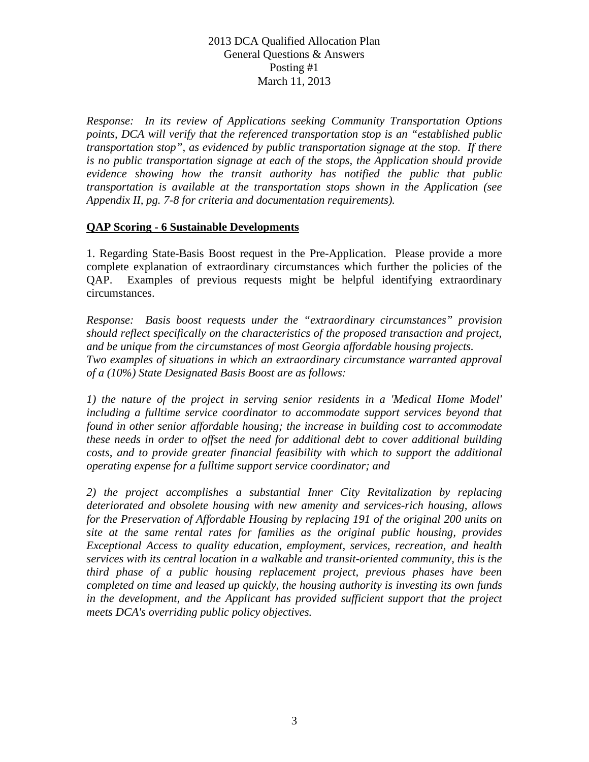*Response: In its review of Applications seeking Community Transportation Options points, DCA will verify that the referenced transportation stop is an "established public transportation stop", as evidenced by public transportation signage at the stop. If there is no public transportation signage at each of the stops, the Application should provide evidence showing how the transit authority has notified the public that public transportation is available at the transportation stops shown in the Application (see Appendix II, pg. 7-8 for criteria and documentation requirements).*

**QAP Scoring - 6 Sustainable Developments**

1. Regarding State-Basis Boost request in the Pre-Application. Please provide a more complete explanation of extraordinary circumstances which further the policies of the QAP. Examples of previous requests might be helpful identifying extraordinary circumstances.

*Response: Basis boost requests under the "extraordinary circumstances" provision should reflect specifically on the characteristics of the proposed transaction and project, and be unique from the circumstances of most Georgia affordable housing projects. Two examples of situations in which an extraordinary circumstance warranted approval of a (10%) State Designated Basis Boost are as follows:*

*1) the nature of the project in serving senior residents in a 'Medical Home Model' including a fulltime service coordinator to accommodate support services beyond that found in other senior affordable housing; the increase in building cost to accommodate these needs in order to offset the need for additional debt to cover additional building costs, and to provide greater financial feasibility with which to support the additional operating expense for a fulltime support service coordinator; and*

*2) the project accomplishes a substantial Inner City Revitalization by replacing deteriorated and obsolete housing with new amenity and services-rich housing, allows for the Preservation of Affordable Housing by replacing 191 of the original 200 units on site at the same rental rates for families as the original public housing, provides Exceptional Access to quality education, employment, services, recreation, and health services with its central location in a walkable and transit-oriented community, this is the third phase of a public housing replacement project, previous phases have been completed on time and leased up quickly, the housing authority is investing its own funds in the development, and the Applicant has provided sufficient support that the project meets DCA's overriding public policy objectives.*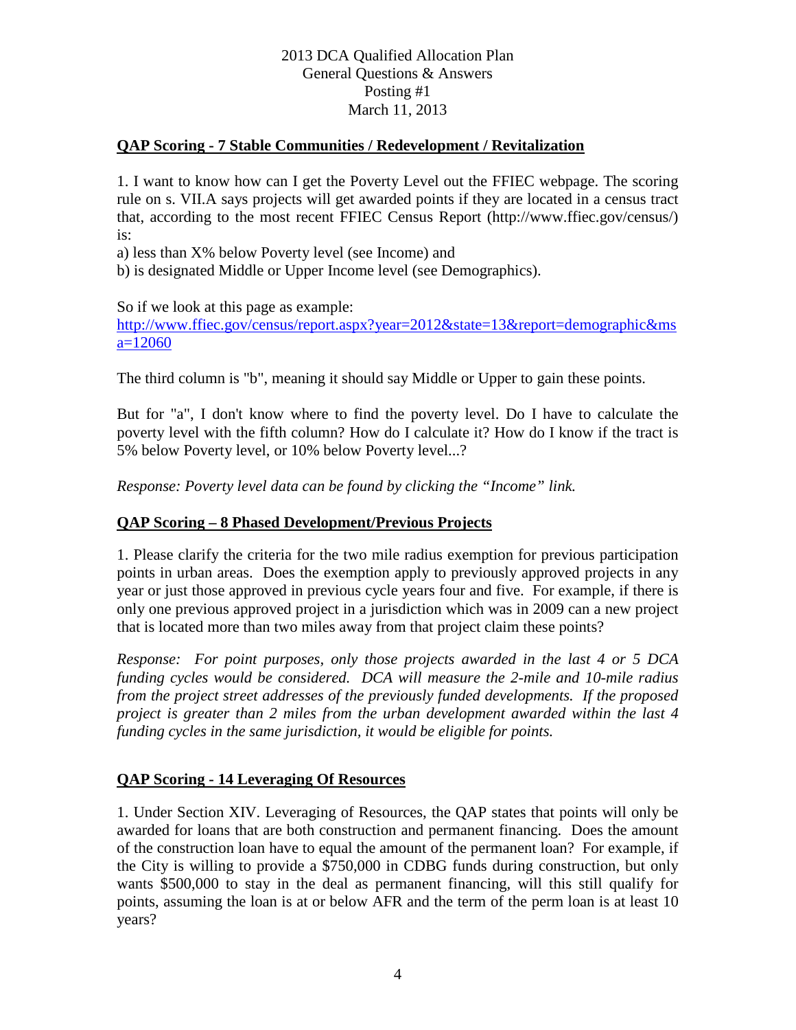2013 DCA Qualified Allocation Plan
General Questions & Answers
Posting #1
March 11, 2013

## QAP Scoring - 7 Stable Communities / Redevelopment / Revitalization

1. I want to know how can I get the Poverty Level out the FFIEC webpage. The scoring rule on s. VII.A says projects will get awarded points if they are located in a census tract that, according to the most recent FFIEC Census Report (http://www.ffiec.gov/census/) is:

a) less than X% below Poverty level (see Income) and

b) is designated Middle or Upper Income level (see Demographics).

So if we look at this page as example:
http://www.ffiec.gov/census/report.aspx?year=2012&state=13&report=demographic&msa=12060

The third column is "b", meaning it should say Middle or Upper to gain these points.

But for "a", I don't know where to find the poverty level. Do I have to calculate the poverty level with the fifth column? How do I calculate it? How do I know if the tract is 5% below Poverty level, or 10% below Poverty level...?

*Response: Poverty level data can be found by clicking the "Income" link.*

## QAP Scoring – 8 Phased Development/Previous Projects

1. Please clarify the criteria for the two mile radius exemption for previous participation points in urban areas. Does the exemption apply to previously approved projects in any year or just those approved in previous cycle years four and five. For example, if there is only one previous approved project in a jurisdiction which was in 2009 can a new project that is located more than two miles away from that project claim these points?

*Response: For point purposes, only those projects awarded in the last 4 or 5 DCA funding cycles would be considered. DCA will measure the 2-mile and 10-mile radius from the project street addresses of the previously funded developments. If the proposed project is greater than 2 miles from the urban development awarded within the last 4 funding cycles in the same jurisdiction, it would be eligible for points.*

## QAP Scoring - 14 Leveraging Of Resources

1. Under Section XIV. Leveraging of Resources, the QAP states that points will only be awarded for loans that are both construction and permanent financing. Does the amount of the construction loan have to equal the amount of the permanent loan? For example, if the City is willing to provide a $750,000 in CDBG funds during construction, but only wants $500,000 to stay in the deal as permanent financing, will this still qualify for points, assuming the loan is at or below AFR and the term of the perm loan is at least 10 years?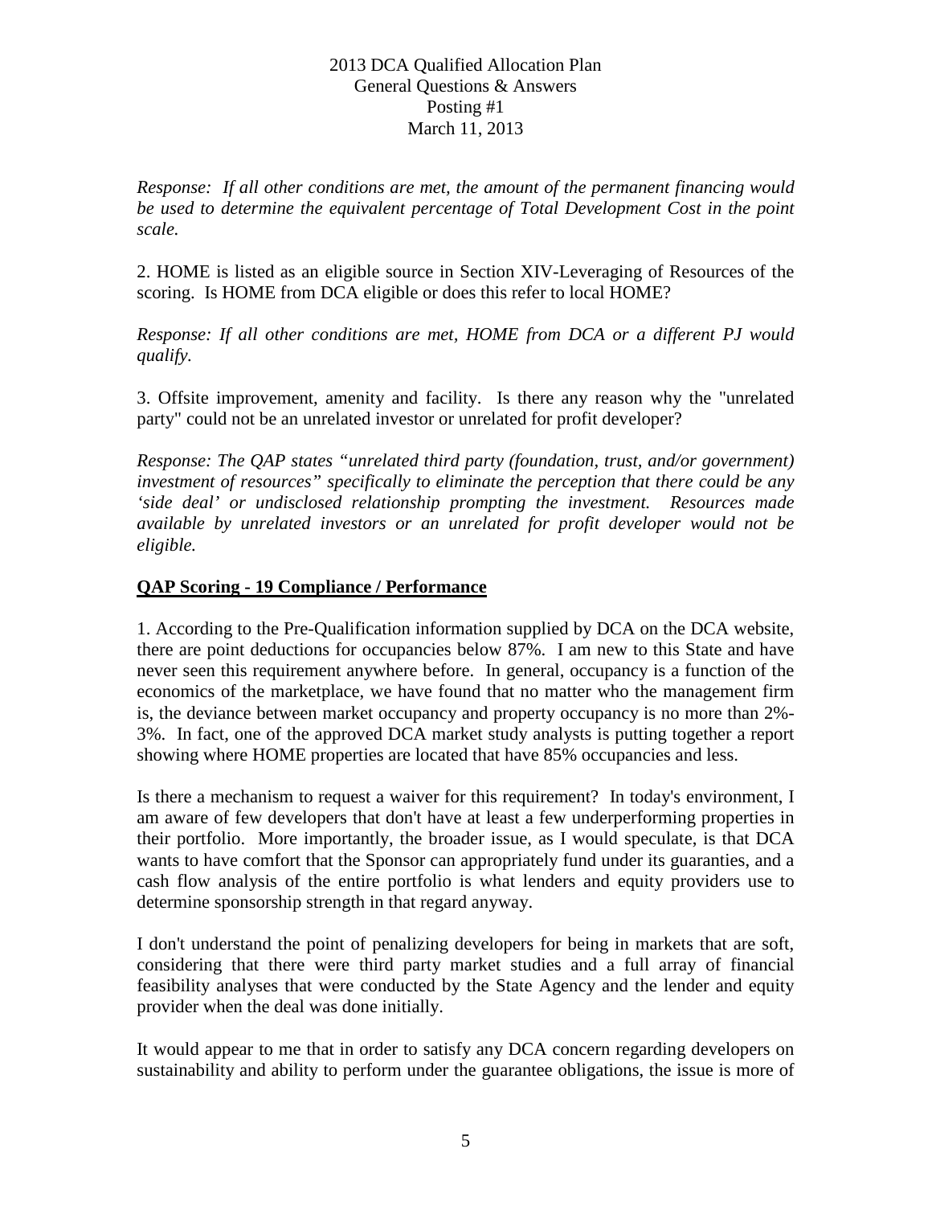*Response: If all other conditions are met, the amount of the permanent financing would be used to determine the equivalent percentage of Total Development Cost in the point scale.*

2. HOME is listed as an eligible source in Section XIV-Leveraging of Resources of the scoring. Is HOME from DCA eligible or does this refer to local HOME?

*Response: If all other conditions are met, HOME from DCA or a different PJ would qualify.*

3. Offsite improvement, amenity and facility. Is there any reason why the "unrelated party" could not be an unrelated investor or unrelated for profit developer?

*Response: The QAP states "unrelated third party (foundation, trust, and/or government) investment of resources" specifically to eliminate the perception that there could be any 'side deal' or undisclosed relationship prompting the investment. Resources made available by unrelated investors or an unrelated for profit developer would not be eligible.*

## QAP Scoring - 19 Compliance / Performance

1. According to the Pre-Qualification information supplied by DCA on the DCA website, there are point deductions for occupancies below 87%. I am new to this State and have never seen this requirement anywhere before. In general, occupancy is a function of the economics of the marketplace, we have found that no matter who the management firm is, the deviance between market occupancy and property occupancy is no more than 2%-3%. In fact, one of the approved DCA market study analysts is putting together a report showing where HOME properties are located that have 85% occupancies and less.

Is there a mechanism to request a waiver for this requirement? In today's environment, I am aware of few developers that don't have at least a few underperforming properties in their portfolio. More importantly, the broader issue, as I would speculate, is that DCA wants to have comfort that the Sponsor can appropriately fund under its guaranties, and a cash flow analysis of the entire portfolio is what lenders and equity providers use to determine sponsorship strength in that regard anyway.

I don't understand the point of penalizing developers for being in markets that are soft, considering that there were third party market studies and a full array of financial feasibility analyses that were conducted by the State Agency and the lender and equity provider when the deal was done initially.

It would appear to me that in order to satisfy any DCA concern regarding developers on sustainability and ability to perform under the guarantee obligations, the issue is more of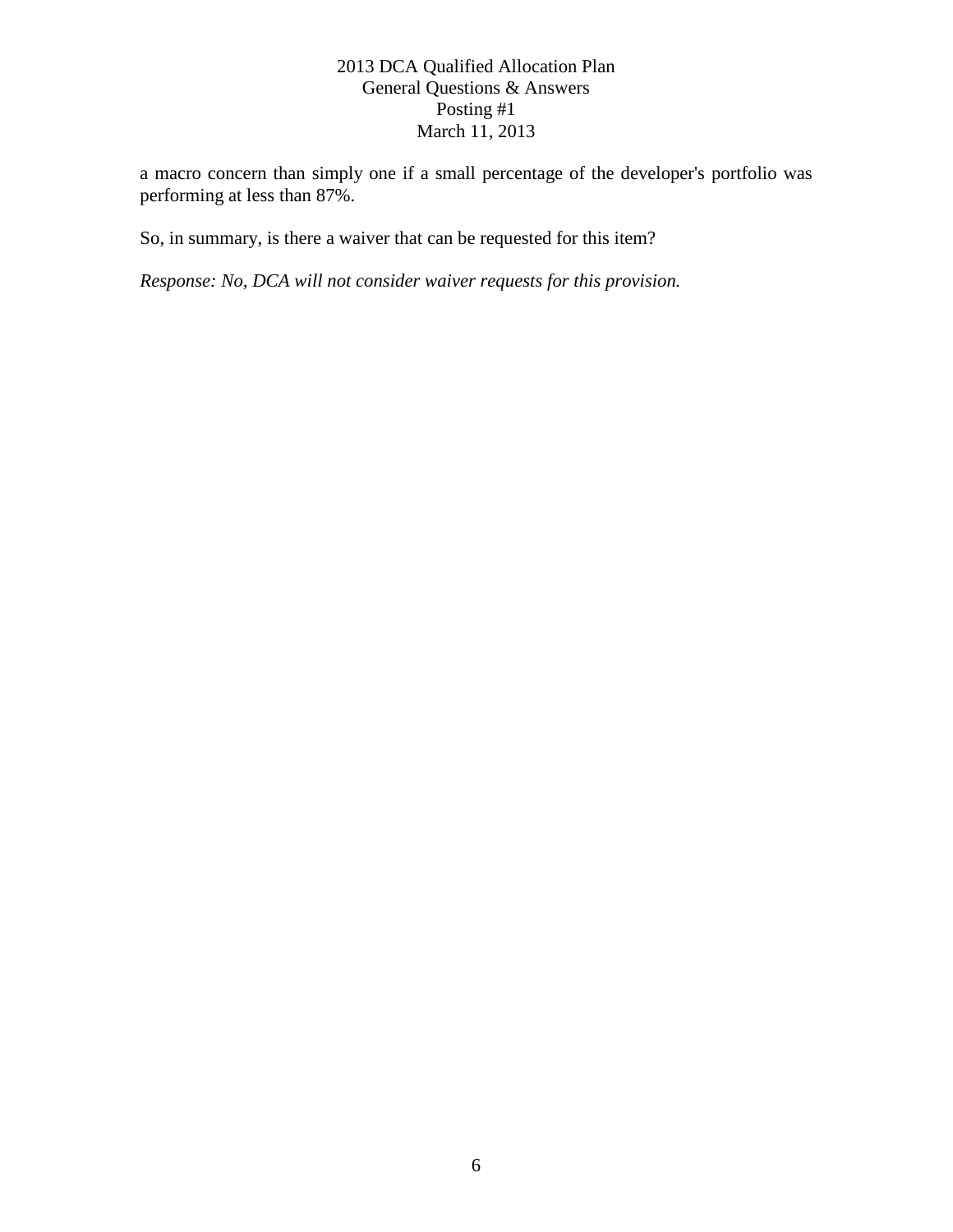a macro concern than simply one if a small percentage of the developer's portfolio was performing at less than 87%.

So, in summary, is there a waiver that can be requested for this item?

*Response: No, DCA will not consider waiver requests for this provision.*